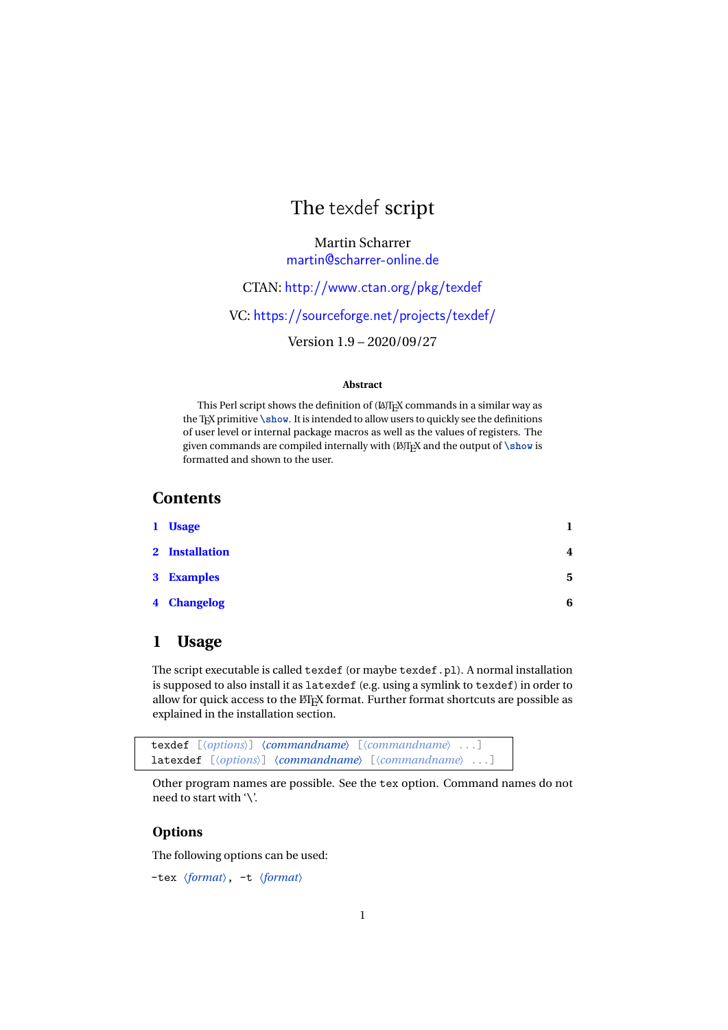# The texdef script

Martin Scharrer
martin@scharrer-online.de

CTAN: http://www.ctan.org/pkg/texdef

VC: https://sourceforge.net/projects/texdef/

Version 1.9 – 2020/09/27

### Abstract

This Perl script shows the definition of (La)TeX commands in a similar way as the TeX primitive `\show`. It is intended to allow users to quickly see the definitions of user level or internal package macros as well as the values of registers. The given commands are compiled internally with (La)TeX and the output of `\show` is formatted and shown to the user.

## Contents

1 Usage 1

2 Installation 4

3 Examples 5

4 Changelog 6

## 1 Usage

The script executable is called `texdef` (or maybe `texdef.pl`). A normal installation is supposed to also install it as `latexdef` (e.g. using a symlink to `texdef`) in order to allow for quick access to the LaTeX format. Further format shortcuts are possible as explained in the installation section.

```
texdef [⟨options⟩] ⟨commandname⟩ [⟨commandname⟩ ...]
latexdef [⟨options⟩] ⟨commandname⟩ [⟨commandname⟩ ...]
```

Other program names are possible. See the `tex` option. Command names do not need to start with '\'.

### Options

The following options can be used:

`-tex` ⟨*format*⟩, `-t` ⟨*format*⟩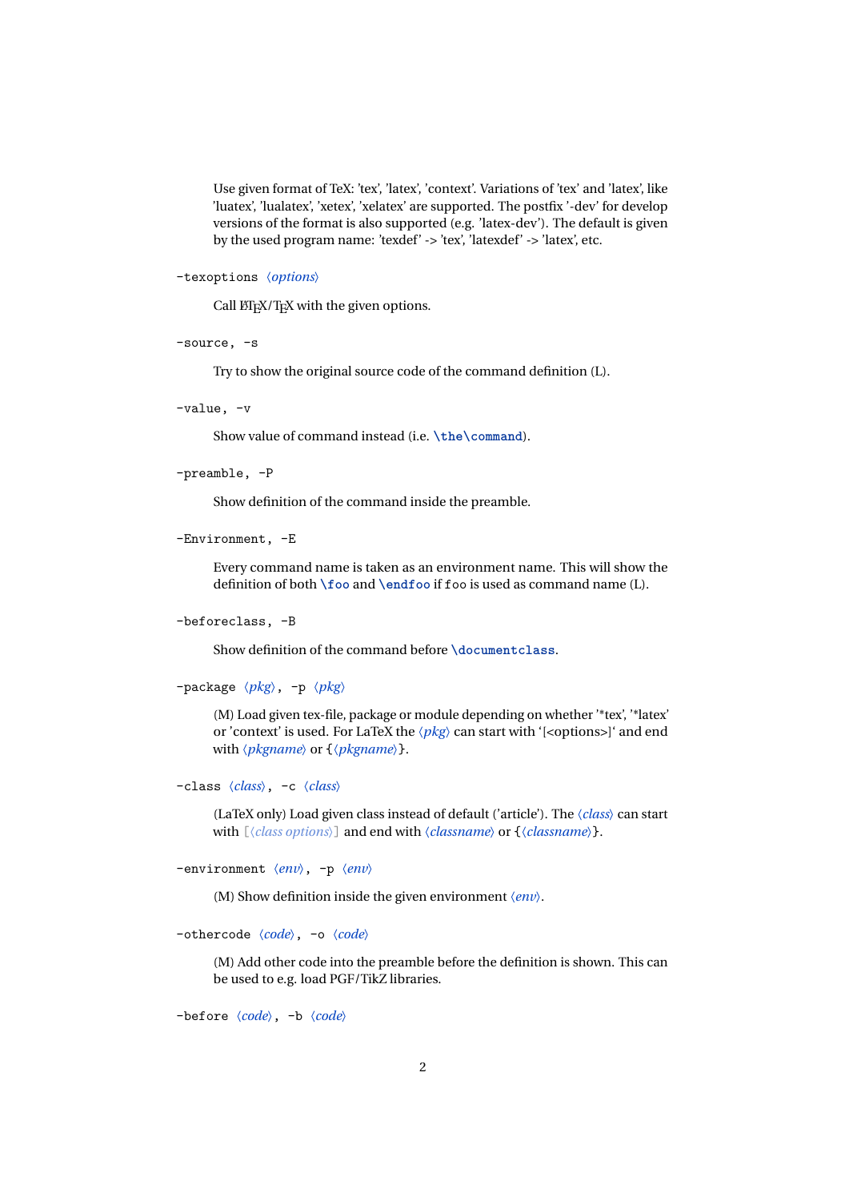Use given format of TeX: 'tex', 'latex', 'context'. Variations of 'tex' and 'latex', like 'luatex', 'lualatex', 'xetex', 'xelatex' are supported. The postfix '-dev' for develop versions of the format is also supported (e.g. 'latex-dev'). The default is given by the used program name: 'texdef' -> 'tex', 'latexdef' -> 'latex', etc.

`-texoptions` ⟨*options*⟩

Call LaTeX/TeX with the given options.

`-source, -s`

Try to show the original source code of the command definition (L).

`-value, -v`

Show value of command instead (i.e. `\the\command`).

`-preamble, -P`

Show definition of the command inside the preamble.

`-Environment, -E`

Every command name is taken as an environment name. This will show the definition of both `\foo` and `\endfoo` if `foo` is used as command name (L).

`-beforeclass, -B`

Show definition of the command before `\documentclass`.

`-package` ⟨*pkg*⟩`, -p` ⟨*pkg*⟩

(M) Load given tex-file, package or module depending on whether '*tex', '*latex' or 'context' is used. For LaTeX the ⟨*pkg*⟩ can start with '[<options>]' and end with ⟨*pkgname*⟩ or {⟨*pkgname*⟩}.

`-class` ⟨*class*⟩`, -c` ⟨*class*⟩

(LaTeX only) Load given class instead of default ('article'). The ⟨*class*⟩ can start with [⟨*class options*⟩] and end with ⟨*classname*⟩ or {⟨*classname*⟩}.

`-environment` ⟨*env*⟩`, -p` ⟨*env*⟩

(M) Show definition inside the given environment ⟨*env*⟩.

`-othercode` ⟨*code*⟩`, -o` ⟨*code*⟩

(M) Add other code into the preamble before the definition is shown. This can be used to e.g. load PGF/TikZ libraries.

`-before` ⟨*code*⟩`, -b` ⟨*code*⟩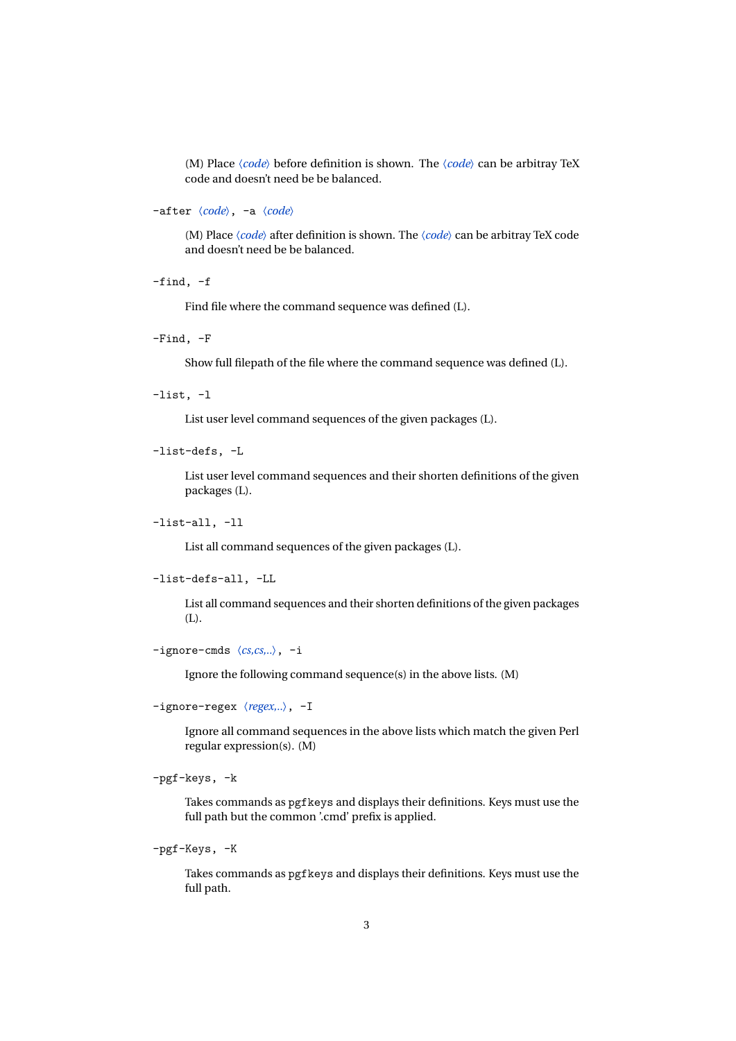(M) Place ⟨*code*⟩ before definition is shown. The ⟨*code*⟩ can be arbitray TeX code and doesn't need be be balanced.

`-after` ⟨*code*⟩, `-a` ⟨*code*⟩

(M) Place ⟨*code*⟩ after definition is shown. The ⟨*code*⟩ can be arbitray TeX code and doesn't need be be balanced.

`-find, -f`

Find file where the command sequence was defined (L).

`-Find, -F`

Show full filepath of the file where the command sequence was defined (L).

`-list, -l`

List user level command sequences of the given packages (L).

`-list-defs, -L`

List user level command sequences and their shorten definitions of the given packages (L).

`-list-all, -ll`

List all command sequences of the given packages (L).

`-list-defs-all, -LL`

List all command sequences and their shorten definitions of the given packages (L).

`-ignore-cmds` ⟨*cs,cs,..*⟩, `-i`

Ignore the following command sequence(s) in the above lists. (M)

`-ignore-regex` ⟨*regex,..*⟩, `-I`

Ignore all command sequences in the above lists which match the given Perl regular expression(s). (M)

`-pgf-keys, -k`

Takes commands as `pgfkeys` and displays their definitions. Keys must use the full path but the common '.cmd' prefix is applied.

`-pgf-Keys, -K`

Takes commands as `pgfkeys` and displays their definitions. Keys must use the full path.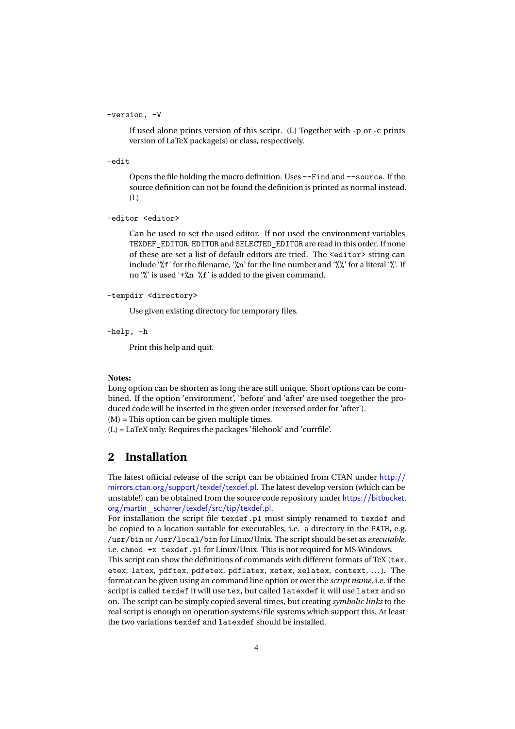`--version, -V`

> If used alone prints version of this script. (L) Together with -p or -c prints version of LaTeX package(s) or class, respectively.

`--edit`

> Opens the file holding the macro definition. Uses `--Find` and `--source`. If the source definition can not be found the definition is printed as normal instead. (L)

`--editor <editor>`

> Can be used to set the used editor. If not used the environment variables `TEXDEF_EDITOR`, `EDITOR` and `SELECTED_EDITOR` are read in this order. If none of these are set a list of default editors are tried. The `<editor>` string can include '`%f`' for the filename, '`%n`' for the line number and '`%%`' for a literal '`%`'. If no '`%`' is used '`+%n %f`' is added to the given command.

`--tempdir <directory>`

> Use given existing directory for temporary files.

`--help, -h`

> Print this help and quit.

**Notes:**
Long option can be shorten as long the are still unique. Short options can be combined. If the option 'environment', 'before' and 'after' are used toegether the produced code will be inserted in the given order (reversed order for 'after').
(M) = This option can be given multiple times.
(L) = LaTeX only. Requires the packages 'filehook' and 'currfile'.

## 2 Installation

The latest official release of the script can be obtained from CTAN under http://mirrors.ctan.org/support/texdef/texdef.pl. The latest develop version (which can be unstable!) can be obtained from the source code repository under https://bitbucket.org/martin_scharrer/texdef/src/tip/texdef.pl.
For installation the script file `texdef.pl` must simply renamed to `texdef` and be copied to a location suitable for executables, i.e. a directory in the `PATH`, e.g. `/usr/bin` or `/usr/local/bin` for Linux/Unix. The script should be set as *executable*, i.e. `chmod +x texdef.pl` for Linux/Unix. This is not required for MS Windows.
This script can show the definitions of commands with different formats of TeX (`tex`, `etex`, `latex`, `pdftex`, `pdfetex`, `pdflatex`, `xetex`, `xelatex`, `context`, ...). The format can be given using an command line option or over the *script name*, i.e. if the script is called `texdef` it will use `tex`, but called `latexdef` it will use `latex` and so on. The script can be simply copied several times, but creating *symbolic links* to the real script is enough on operation systems/file systems which support this. At least the two variations `texdef` and `latexdef` should be installed.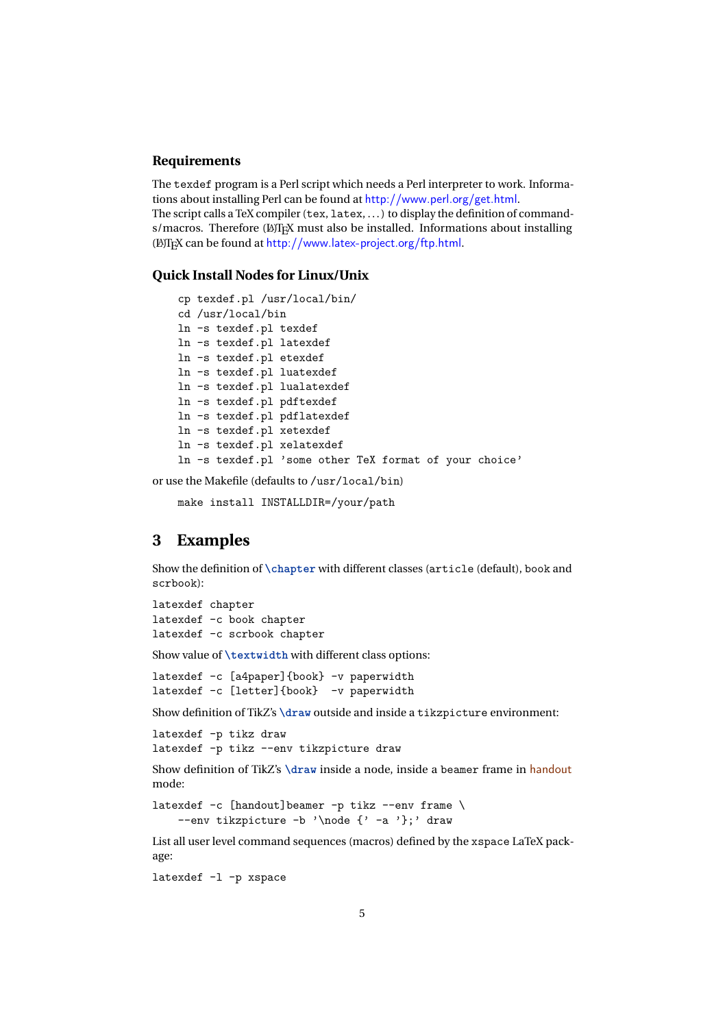### Requirements

The `texdef` program is a Perl script which needs a Perl interpreter to work. Informations about installing Perl can be found at http://www.perl.org/get.html.
The script calls a TeX compiler (`tex`, `latex`, ...) to display the definition of commands/macros. Therefore (La)TeX must also be installed. Informations about installing (La)TeX can be found at http://www.latex-project.org/ftp.html.

### Quick Install Nodes for Linux/Unix

```
cp texdef.pl /usr/local/bin/
cd /usr/local/bin
ln -s texdef.pl texdef
ln -s texdef.pl latexdef
ln -s texdef.pl etexdef
ln -s texdef.pl luatexdef
ln -s texdef.pl lualatexdef
ln -s texdef.pl pdftexdef
ln -s texdef.pl pdflatexdef
ln -s texdef.pl xetexdef
ln -s texdef.pl xelatexdef
ln -s texdef.pl 'some other TeX format of your choice'
```

or use the Makefile (defaults to `/usr/local/bin`)

```
make install INSTALLDIR=/your/path
```

## 3 Examples

Show the definition of `\chapter` with different classes (`article` (default), `book` and `scrbook`):

```
latexdef chapter
latexdef -c book chapter
latexdef -c scrbook chapter
```

Show value of `\textwidth` with different class options:

```
latexdef -c [a4paper]{book} -v paperwidth
latexdef -c [letter]{book}  -v paperwidth
```

Show definition of TikZ's `\draw` outside and inside a `tikzpicture` environment:

```
latexdef -p tikz draw
latexdef -p tikz --env tikzpicture draw
```

Show definition of TikZ's `\draw` inside a node, inside a `beamer` frame in handout mode:

```
latexdef -c [handout]beamer -p tikz --env frame \
    --env tikzpicture -b '\node {' -a '};' draw
```

List all user level command sequences (macros) defined by the `xspace` LaTeX package:

```
latexdef -l -p xspace
```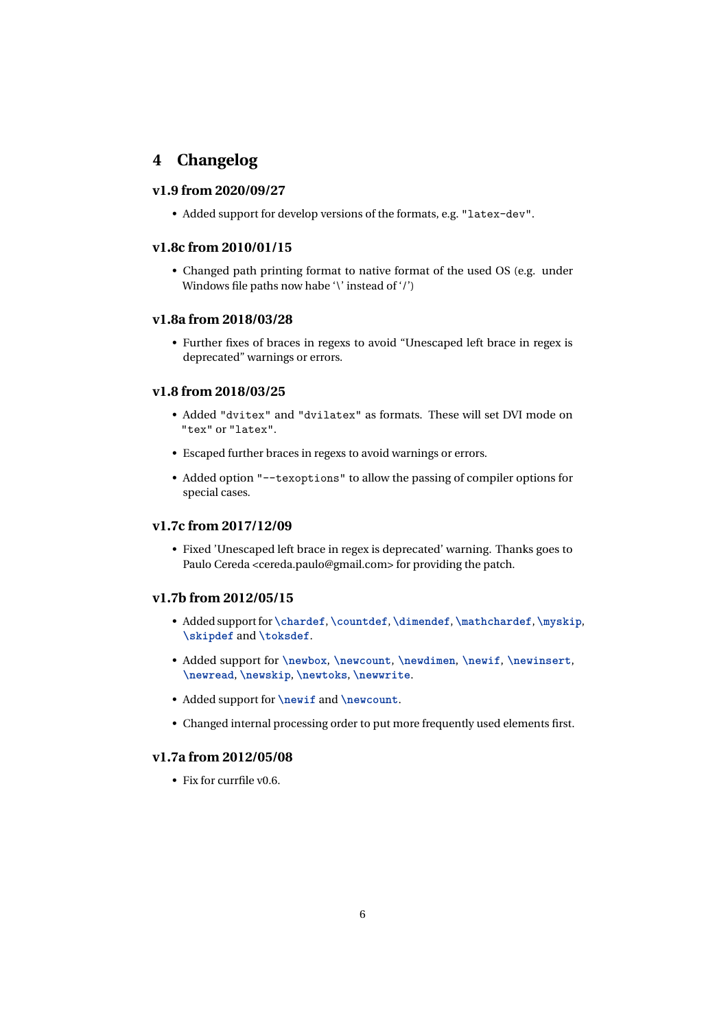## 4 Changelog

### v1.9 from 2020/09/27

- Added support for develop versions of the formats, e.g. `"latex-dev"`.

### v1.8c from 2010/01/15

- Changed path printing format to native format of the used OS (e.g. under Windows file paths now habe '\' instead of '/')

### v1.8a from 2018/03/28

- Further fixes of braces in regexs to avoid "Unescaped left brace in regex is deprecated" warnings or errors.

### v1.8 from 2018/03/25

- Added `"dvitex"` and `"dvilatex"` as formats. These will set DVI mode on `"tex"` or `"latex"`.
- Escaped further braces in regexs to avoid warnings or errors.
- Added option `"--texoptions"` to allow the passing of compiler options for special cases.

### v1.7c from 2017/12/09

- Fixed 'Unescaped left brace in regex is deprecated' warning. Thanks goes to Paulo Cereda <cereda.paulo@gmail.com> for providing the patch.

### v1.7b from 2012/05/15

- Added support for `\chardef`, `\countdef`, `\dimendef`, `\mathchardef`, `\myskip`, `\skipdef` and `\toksdef`.
- Added support for `\newbox`, `\newcount`, `\newdimen`, `\newif`, `\newinsert`, `\newread`, `\newskip`, `\newtoks`, `\newwrite`.
- Added support for `\newif` and `\newcount`.
- Changed internal processing order to put more frequently used elements first.

### v1.7a from 2012/05/08

- Fix for currfile v0.6.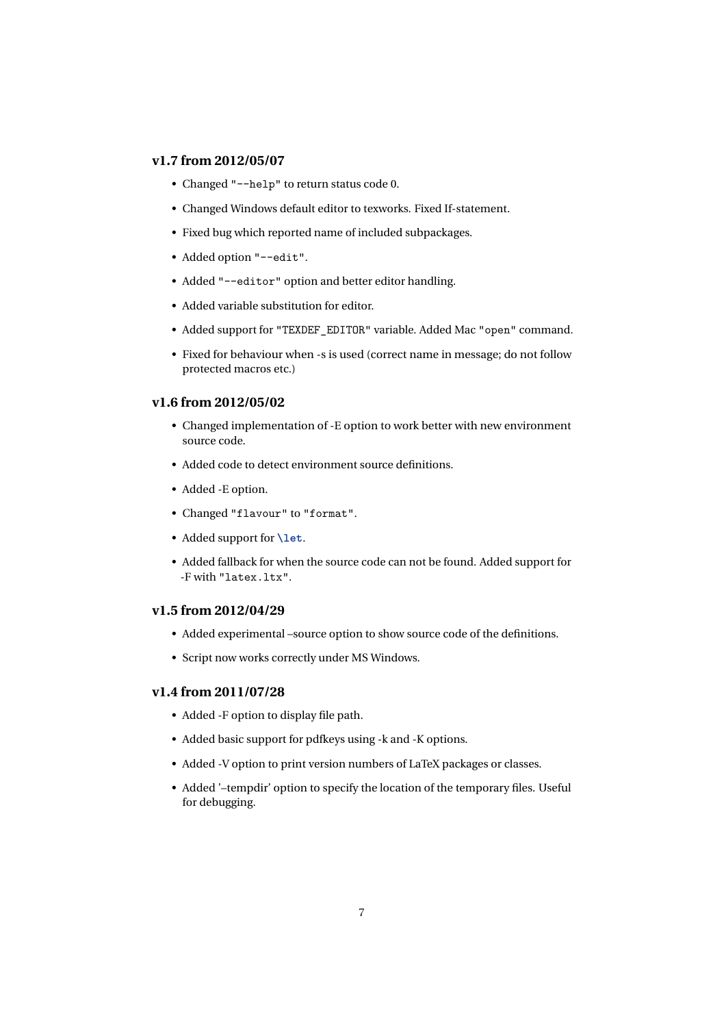### v1.7 from 2012/05/07

- Changed `"--help"` to return status code 0.
- Changed Windows default editor to texworks. Fixed If-statement.
- Fixed bug which reported name of included subpackages.
- Added option `"--edit"`.
- Added `"--editor"` option and better editor handling.
- Added variable substitution for editor.
- Added support for `"TEXDEF_EDITOR"` variable. Added Mac `"open"` command.
- Fixed for behaviour when -s is used (correct name in message; do not follow protected macros etc.)

### v1.6 from 2012/05/02

- Changed implementation of -E option to work better with new environment source code.
- Added code to detect environment source definitions.
- Added -E option.
- Changed `"flavour"` to `"format"`.
- Added support for `\let`.
- Added fallback for when the source code can not be found. Added support for -F with `"latex.ltx"`.

### v1.5 from 2012/04/29

- Added experimental –source option to show source code of the definitions.
- Script now works correctly under MS Windows.

### v1.4 from 2011/07/28

- Added -F option to display file path.
- Added basic support for pdfkeys using -k and -K options.
- Added -V option to print version numbers of LaTeX packages or classes.
- Added '–tempdir' option to specify the location of the temporary files. Useful for debugging.